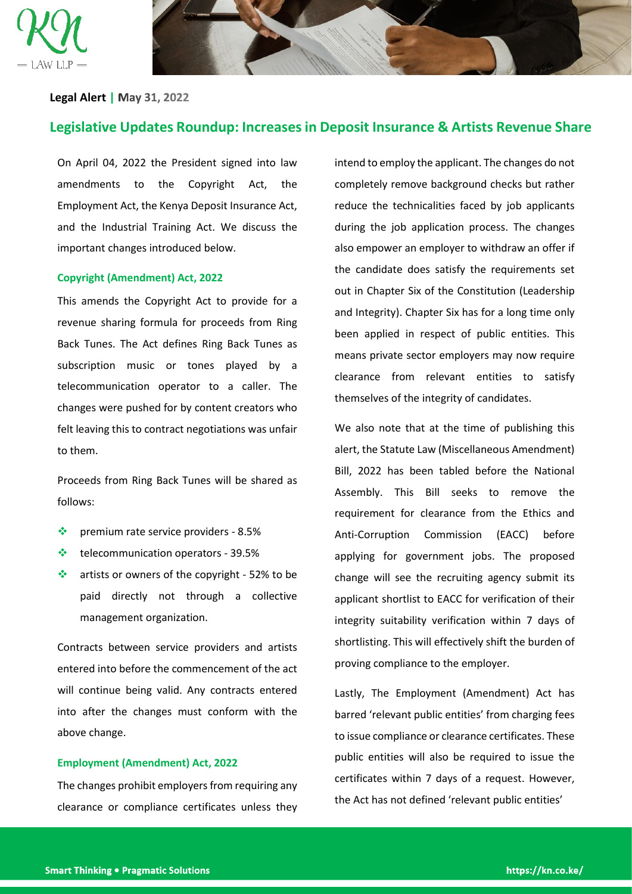**Legal Alert | May 31, 2022**

## Legislative Updates Roundup: Increases in Deposit Insurance & Artists Revenue Share

On April 04, 2022 the President signed into law amendments to the Copyright Act, the Employment Act, the Kenya Deposit Insurance Act, and the Industrial Training Act. We discuss the important changes introduced below.

### Copyright (Amendment) Act, 2022

This amends the Copyright Act to provide for a revenue sharing formula for proceeds from Ring Back Tunes. The Act defines Ring Back Tunes as subscription music or tones played by a telecommunication operator to a caller. The changes were pushed for by content creators who felt leaving this to contract negotiations was unfair to them.

Proceeds from Ring Back Tunes will be shared as follows:

- premium rate service providers - 8.5%
- telecommunication operators - 39.5%
- artists or owners of the copyright - 52% to be paid directly not through a collective management organization.

Contracts between service providers and artists entered into before the commencement of the act will continue being valid. Any contracts entered into after the changes must conform with the above change.

### Employment (Amendment) Act, 2022

The changes prohibit employers from requiring any clearance or compliance certificates unless they intend to employ the applicant. The changes do not completely remove background checks but rather reduce the technicalities faced by job applicants during the job application process. The changes also empower an employer to withdraw an offer if the candidate does satisfy the requirements set out in Chapter Six of the Constitution (Leadership and Integrity). Chapter Six has for a long time only been applied in respect of public entities. This means private sector employers may now require clearance from relevant entities to satisfy themselves of the integrity of candidates.

We also note that at the time of publishing this alert, the Statute Law (Miscellaneous Amendment) Bill, 2022 has been tabled before the National Assembly. This Bill seeks to remove the requirement for clearance from the Ethics and Anti-Corruption Commission (EACC) before applying for government jobs. The proposed change will see the recruiting agency submit its applicant shortlist to EACC for verification of their integrity suitability verification within 7 days of shortlisting. This will effectively shift the burden of proving compliance to the employer.

Lastly, The Employment (Amendment) Act has barred 'relevant public entities' from charging fees to issue compliance or clearance certificates. These public entities will also be required to issue the certificates within 7 days of a request. However, the Act has not defined 'relevant public entities'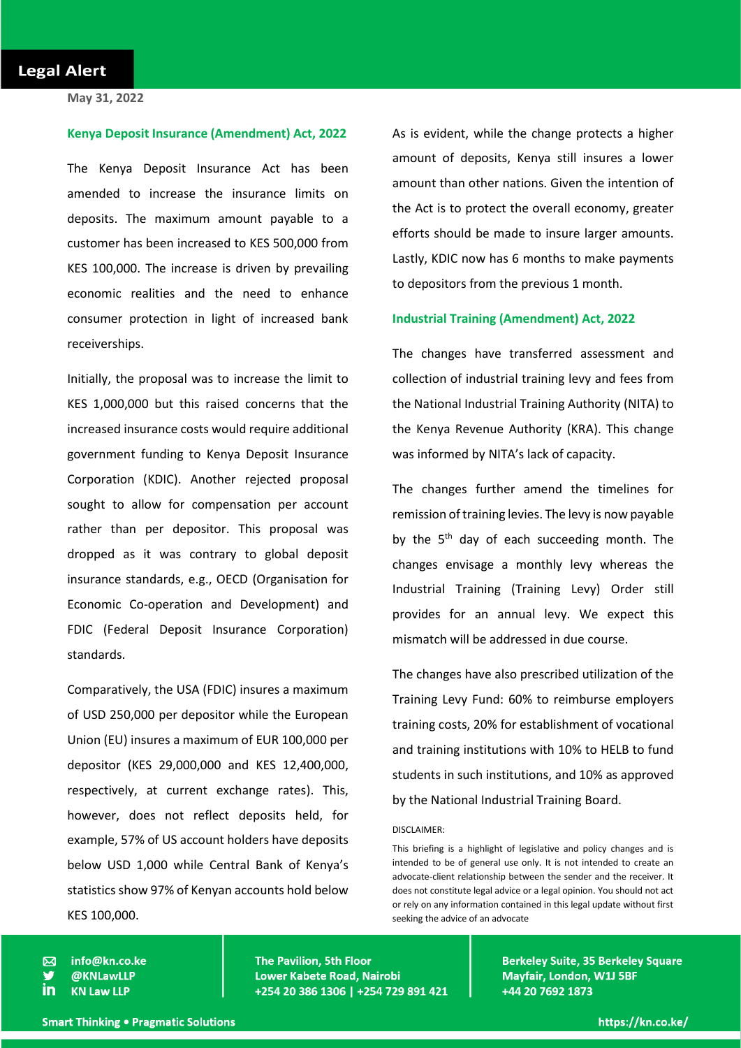Legal Alert

May 31, 2022

### Kenya Deposit Insurance (Amendment) Act, 2022

The Kenya Deposit Insurance Act has been amended to increase the insurance limits on deposits. The maximum amount payable to a customer has been increased to KES 500,000 from KES 100,000. The increase is driven by prevailing economic realities and the need to enhance consumer protection in light of increased bank receiverships.

Initially, the proposal was to increase the limit to KES 1,000,000 but this raised concerns that the increased insurance costs would require additional government funding to Kenya Deposit Insurance Corporation (KDIC). Another rejected proposal sought to allow for compensation per account rather than per depositor. This proposal was dropped as it was contrary to global deposit insurance standards, e.g., OECD (Organisation for Economic Co-operation and Development) and FDIC (Federal Deposit Insurance Corporation) standards.

Comparatively, the USA (FDIC) insures a maximum of USD 250,000 per depositor while the European Union (EU) insures a maximum of EUR 100,000 per depositor (KES 29,000,000 and KES 12,400,000, respectively, at current exchange rates). This, however, does not reflect deposits held, for example, 57% of US account holders have deposits below USD 1,000 while Central Bank of Kenya's statistics show 97% of Kenyan accounts hold below KES 100,000.

As is evident, while the change protects a higher amount of deposits, Kenya still insures a lower amount than other nations. Given the intention of the Act is to protect the overall economy, greater efforts should be made to insure larger amounts. Lastly, KDIC now has 6 months to make payments to depositors from the previous 1 month.

### Industrial Training (Amendment) Act, 2022

The changes have transferred assessment and collection of industrial training levy and fees from the National Industrial Training Authority (NITA) to the Kenya Revenue Authority (KRA). This change was informed by NITA's lack of capacity.

The changes further amend the timelines for remission of training levies. The levy is now payable by the 5th day of each succeeding month. The changes envisage a monthly levy whereas the Industrial Training (Training Levy) Order still provides for an annual levy. We expect this mismatch will be addressed in due course.

The changes have also prescribed utilization of the Training Levy Fund: 60% to reimburse employers training costs, 20% for establishment of vocational and training institutions with 10% to HELB to fund students in such institutions, and 10% as approved by the National Industrial Training Board.

DISCLAIMER:

This briefing is a highlight of legislative and policy changes and is intended to be of general use only. It is not intended to create an advocate-client relationship between the sender and the receiver. It does not constitute legal advice or a legal opinion. You should not act or rely on any information contained in this legal update without first seeking the advice of an advocate

info@kn.co.ke
@KNLawLLP
KN Law LLP

The Pavilion, 5th Floor
Lower Kabete Road, Nairobi
+254 20 386 1306 | +254 729 891 421

Berkeley Suite, 35 Berkeley Square
Mayfair, London, W1J 5BF
+44 20 7692 1873

Smart Thinking • Pragmatic Solutions

https://kn.co.ke/